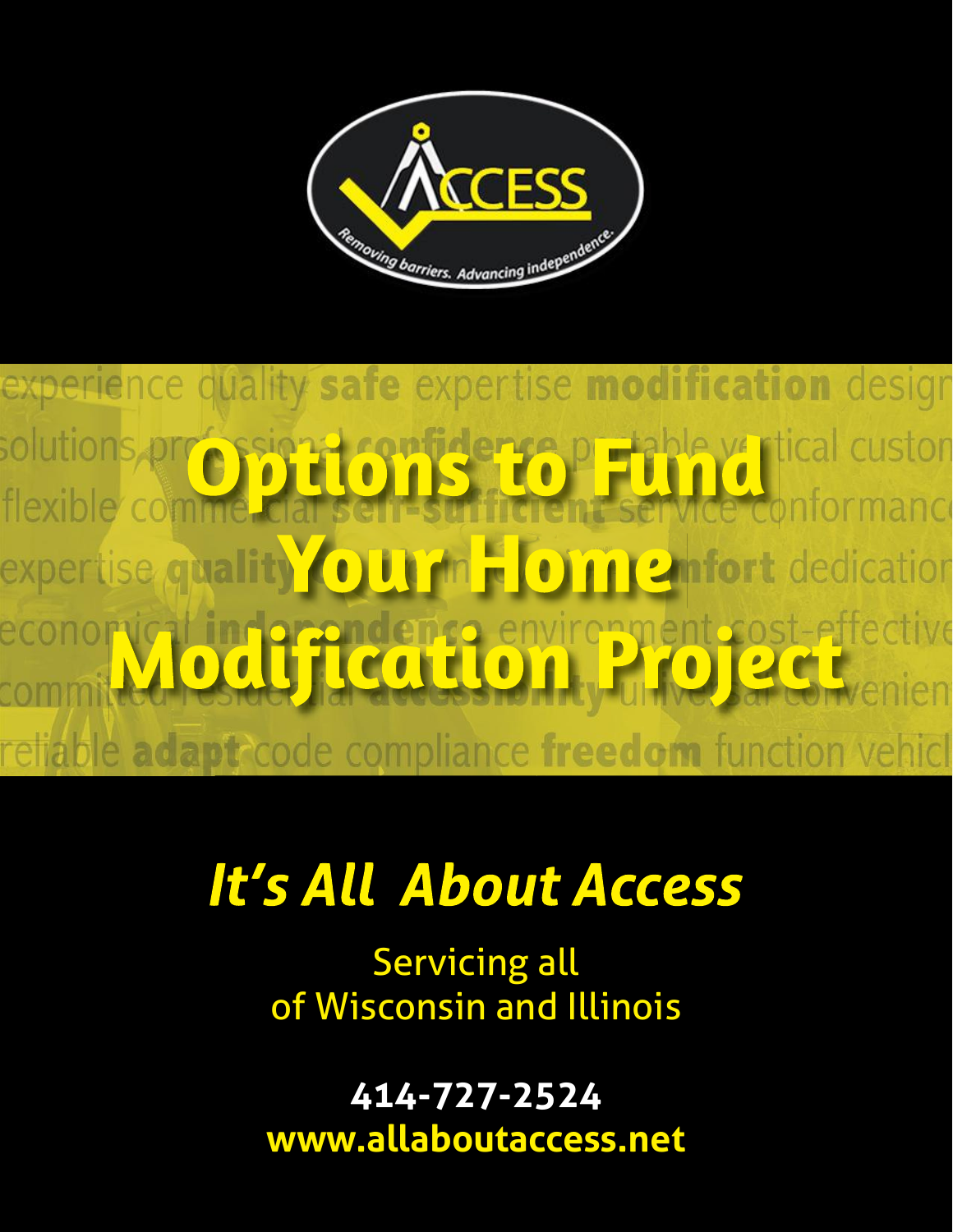# Options to Fund Your Home Modification Project

## *It's All About Access*

Servicing all
of Wisconsin and Illinois

**414-727-2524**
**www.allaboutaccess.net**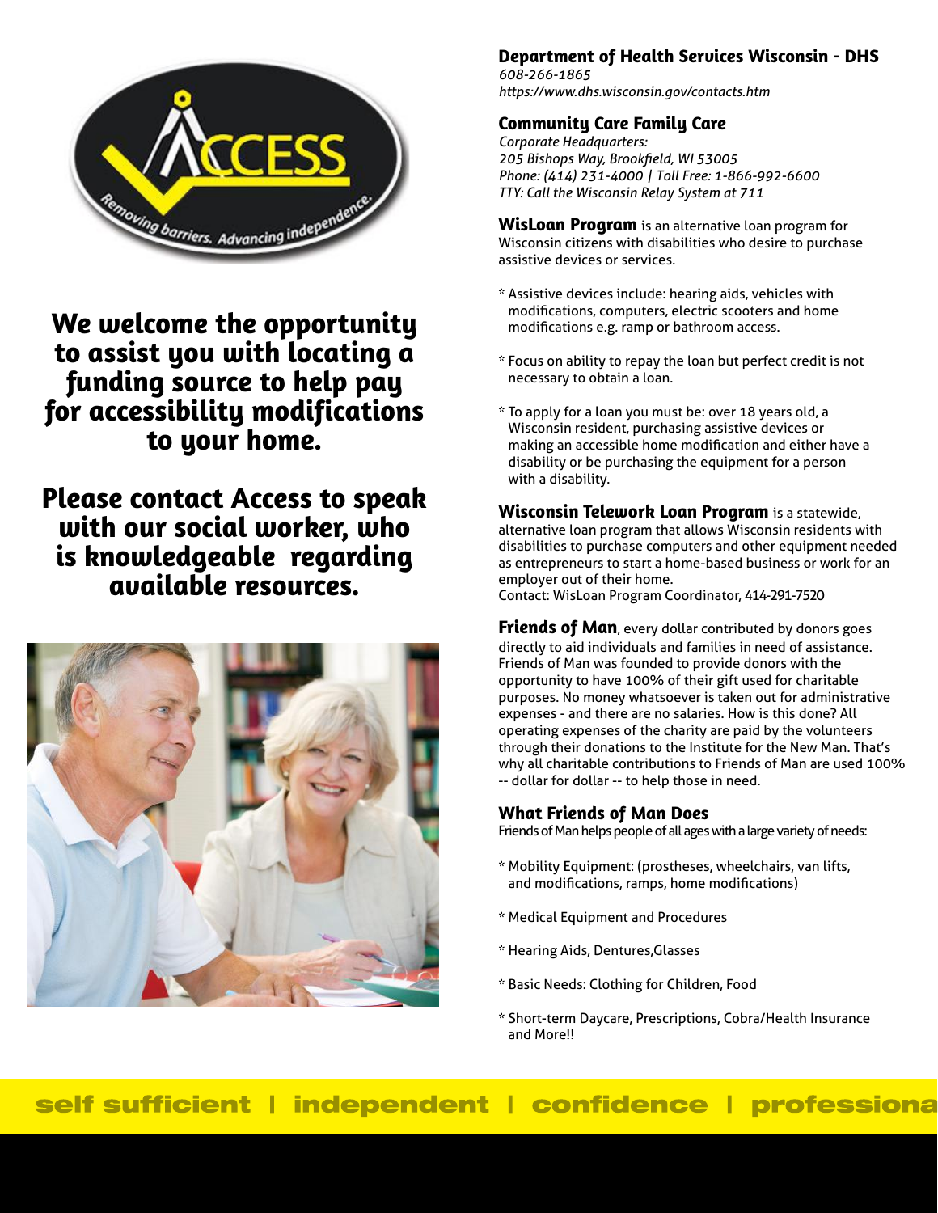**We welcome the opportunity to assist you with locating a funding source to help pay for accessibility modifications to your home.**

**Please contact Access to speak with our social worker, who is knowledgeable regarding available resources.**

### Department of Health Services Wisconsin - DHS

*608-266-1865*
*https://www.dhs.wisconsin.gov/contacts.htm*

### Community Care Family Care

*Corporate Headquarters:*
*205 Bishops Way, Brookfield, WI 53005*
*Phone: (414) 231-4000 | Toll Free: 1-866-992-6600*
*TTY: Call the Wisconsin Relay System at 711*

**WisLoan Program** is an alternative loan program for Wisconsin citizens with disabilities who desire to purchase assistive devices or services.

* Assistive devices include: hearing aids, vehicles with modifications, computers, electric scooters and home modifications e.g. ramp or bathroom access.

* Focus on ability to repay the loan but perfect credit is not necessary to obtain a loan.

* To apply for a loan you must be: over 18 years old, a Wisconsin resident, purchasing assistive devices or making an accessible home modification and either have a disability or be purchasing the equipment for a person with a disability.

**Wisconsin Telework Loan Program** is a statewide, alternative loan program that allows Wisconsin residents with disabilities to purchase computers and other equipment needed as entrepreneurs to start a home-based business or work for an employer out of their home.
Contact: WisLoan Program Coordinator, 414-291-7520

**Friends of Man**, every dollar contributed by donors goes directly to aid individuals and families in need of assistance. Friends of Man was founded to provide donors with the opportunity to have 100% of their gift used for charitable purposes. No money whatsoever is taken out for administrative expenses - and there are no salaries. How is this done? All operating expenses of the charity are paid by the volunteers through their donations to the Institute for the New Man. That's why all charitable contributions to Friends of Man are used 100% -- dollar for dollar -- to help those in need.

### What Friends of Man Does

Friends of Man helps people of all ages with a large variety of needs:

* Mobility Equipment: (prostheses, wheelchairs, van lifts, and modifications, ramps, home modifications)

* Medical Equipment and Procedures

* Hearing Aids, Dentures,Glasses

* Basic Needs: Clothing for Children, Food

* Short-term Daycare, Prescriptions, Cobra/Health Insurance and More!!

self sufficient | independent | confidence | professiona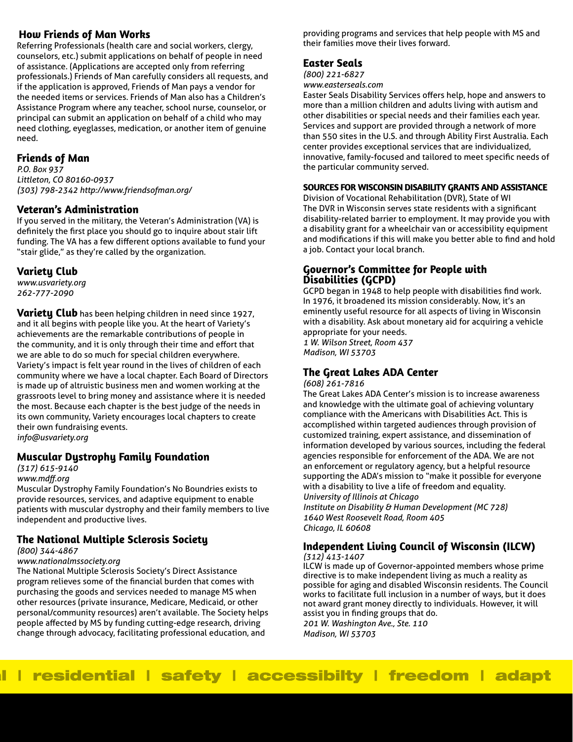## How Friends of Man Works

Referring Professionals (health care and social workers, clergy, counselors, etc.) submit applications on behalf of people in need of assistance. (Applications are accepted only from referring professionals.) Friends of Man carefully considers all requests, and if the application is approved, Friends of Man pays a vendor for the needed items or services. Friends of Man also has a Children's Assistance Program where any teacher, school nurse, counselor, or principal can submit an application on behalf of a child who may need clothing, eyeglasses, medication, or another item of genuine need.

## Friends of Man

*P.O. Box 937*
*Littleton, CO 80160-0937*
*(303) 798-2342 http://www.friendsofman.org/*

## Veteran's Administration

If you served in the military, the Veteran's Administration (VA) is definitely the first place you should go to inquire about stair lift funding. The VA has a few different options available to fund your "stair glide," as they're called by the organization.

## Variety Club

*www.usvariety.org*
*262-777-2090*

**Variety Club** has been helping children in need since 1927, and it all begins with people like you. At the heart of Variety's achievements are the remarkable contributions of people in the community, and it is only through their time and effort that we are able to do so much for special children everywhere. Variety's impact is felt year round in the lives of children of each community where we have a local chapter. Each Board of Directors is made up of altruistic business men and women working at the grassroots level to bring money and assistance where it is needed the most. Because each chapter is the best judge of the needs in its own community, Variety encourages local chapters to create their own fundraising events.
*info@usvariety.org*

## Muscular Dystrophy Family Foundation

*(317) 615-9140*
*www.mdff.org*
Muscular Dystrophy Family Foundation's No Boundries exists to provide resources, services, and adaptive equipment to enable patients with muscular dystrophy and their family members to live independent and productive lives.

## The National Multiple Sclerosis Society

*(800) 344-4867*
*www.nationalmssociety.org*
The National Multiple Sclerosis Society's Direct Assistance program relieves some of the financial burden that comes with purchasing the goods and services needed to manage MS when other resources (private insurance, Medicare, Medicaid, or other personal/community resources) aren't available. The Society helps people affected by MS by funding cutting-edge research, driving change through advocacy, facilitating professional education, and providing programs and services that help people with MS and their families move their lives forward.

## Easter Seals

*(800) 221-6827*
*www.easterseals.com*
Easter Seals Disability Services offers help, hope and answers to more than a million children and adults living with autism and other disabilities or special needs and their families each year. Services and support are provided through a network of more than 550 sites in the U.S. and through Ability First Australia. Each center provides exceptional services that are individualized, innovative, family-focused and tailored to meet specific needs of the particular community served.

### SOURCES FOR WISCONSIN DISABILITY GRANTS AND ASSISTANCE

Division of Vocational Rehabilitation (DVR), State of WI
The DVR in Wisconsin serves state residents with a significant disability-related barrier to employment. It may provide you with a disability grant for a wheelchair van or accessibility equipment and modifications if this will make you better able to find and hold a job. Contact your local branch.

## Governor's Committee for People with Disabilities (GCPD)

GCPD began in 1948 to help people with disabilities find work. In 1976, it broadened its mission considerably. Now, it's an eminently useful resource for all aspects of living in Wisconsin with a disability. Ask about monetary aid for acquiring a vehicle appropriate for your needs.
*1 W. Wilson Street, Room 437*
*Madison, WI 53703*

## The Great Lakes ADA Center

*(608) 261-7816*
The Great Lakes ADA Center's mission is to increase awareness and knowledge with the ultimate goal of achieving voluntary compliance with the Americans with Disabilities Act. This is accomplished within targeted audiences through provision of customized training, expert assistance, and dissemination of information developed by various sources, including the federal agencies responsible for enforcement of the ADA. We are not an enforcement or regulatory agency, but a helpful resource supporting the ADA's mission to "make it possible for everyone with a disability to live a life of freedom and equality.
*University of Illinois at Chicago*
*Institute on Disability & Human Development (MC 728)*
*1640 West Roosevelt Road, Room 405*
*Chicago, IL 60608*

## Independent Living Council of Wisconsin (ILCW)

*(312) 413-1407*
ILCW is made up of Governor-appointed members whose prime directive is to make independent living as much a reality as possible for aging and disabled Wisconsin residents. The Council works to facilitate full inclusion in a number of ways, but it does not award grant money directly to individuals. However, it will assist you in finding groups that do.
*201 W. Washington Ave., Ste. 110*
*Madison, WI 53703*

l | residential | safety | accessibilty | freedom | adapt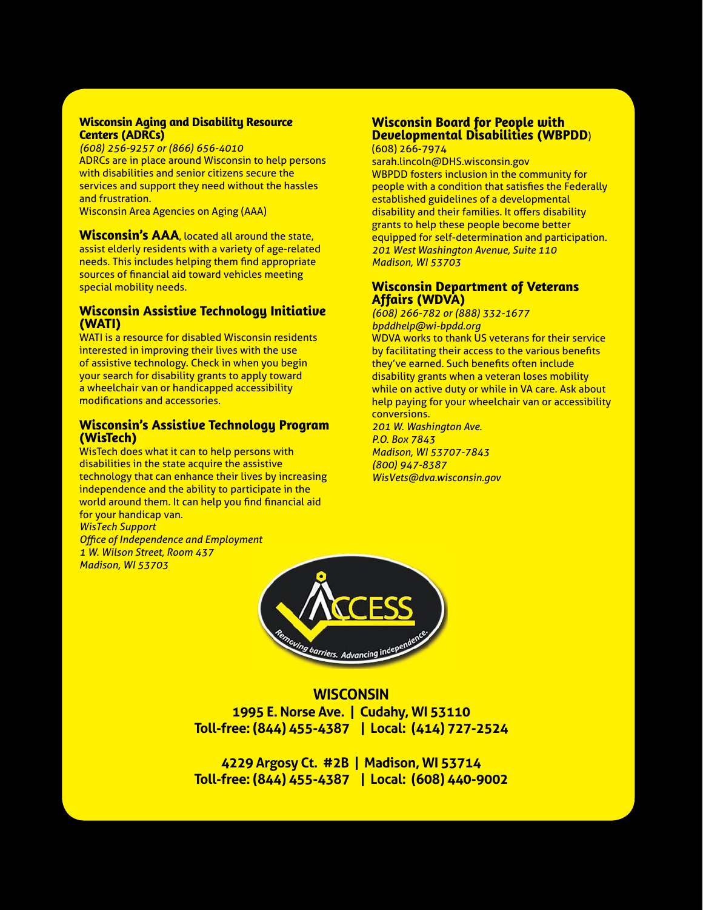### Wisconsin Aging and Disability Resource Centers (ADRCs)

*(608) 256-9257 or (866) 656-4010*

ADRCs are in place around Wisconsin to help persons with disabilities and senior citizens secure the services and support they need without the hassles and frustration.

Wisconsin Area Agencies on Aging (AAA)

**Wisconsin's AAA**, located all around the state, assist elderly residents with a variety of age-related needs. This includes helping them find appropriate sources of financial aid toward vehicles meeting special mobility needs.

### Wisconsin Assistive Technology Initiative (WATI)

WATI is a resource for disabled Wisconsin residents interested in improving their lives with the use of assistive technology. Check in when you begin your search for disability grants to apply toward a wheelchair van or handicapped accessibility modifications and accessories.

### Wisconsin's Assistive Technology Program (WisTech)

WisTech does what it can to help persons with disabilities in the state acquire the assistive technology that can enhance their lives by increasing independence and the ability to participate in the world around them. It can help you find financial aid for your handicap van.

*WisTech Support*
*Office of Independence and Employment*
*1 W. Wilson Street, Room 437*
*Madison, WI 53703*

### Wisconsin Board for People with Developmental Disabilities (WBPDD)

(608) 266-7974
sarah.lincoln@DHS.wisconsin.gov

WBPDD fosters inclusion in the community for people with a condition that satisfies the Federally established guidelines of a developmental disability and their families. It offers disability grants to help these people become better equipped for self-determination and participation.

*201 West Washington Avenue, Suite 110*
*Madison, WI 53703*

### Wisconsin Department of Veterans Affairs (WDVA)

*(608) 266-782 or (888) 332-1677*
*bpddhelp@wi-bpdd.org*

WDVA works to thank US veterans for their service by facilitating their access to the various benefits they've earned. Such benefits often include disability grants when a veteran loses mobility while on active duty or while in VA care. Ask about help paying for your wheelchair van or accessibility conversions.

*201 W. Washington Ave.*
*P.O. Box 7843*
*Madison, WI 53707-7843*
*(800) 947-8387*
*WisVets@dva.wisconsin.gov*

ACCESS
Removing barriers. Advancing independence.

**WISCONSIN**

**1995 E. Norse Ave. | Cudahy, WI 53110**
**Toll-free: (844) 455-4387 | Local: (414) 727-2524**

**4229 Argosy Ct. #2B | Madison, WI 53714**
**Toll-free: (844) 455-4387 | Local: (608) 440-9002**